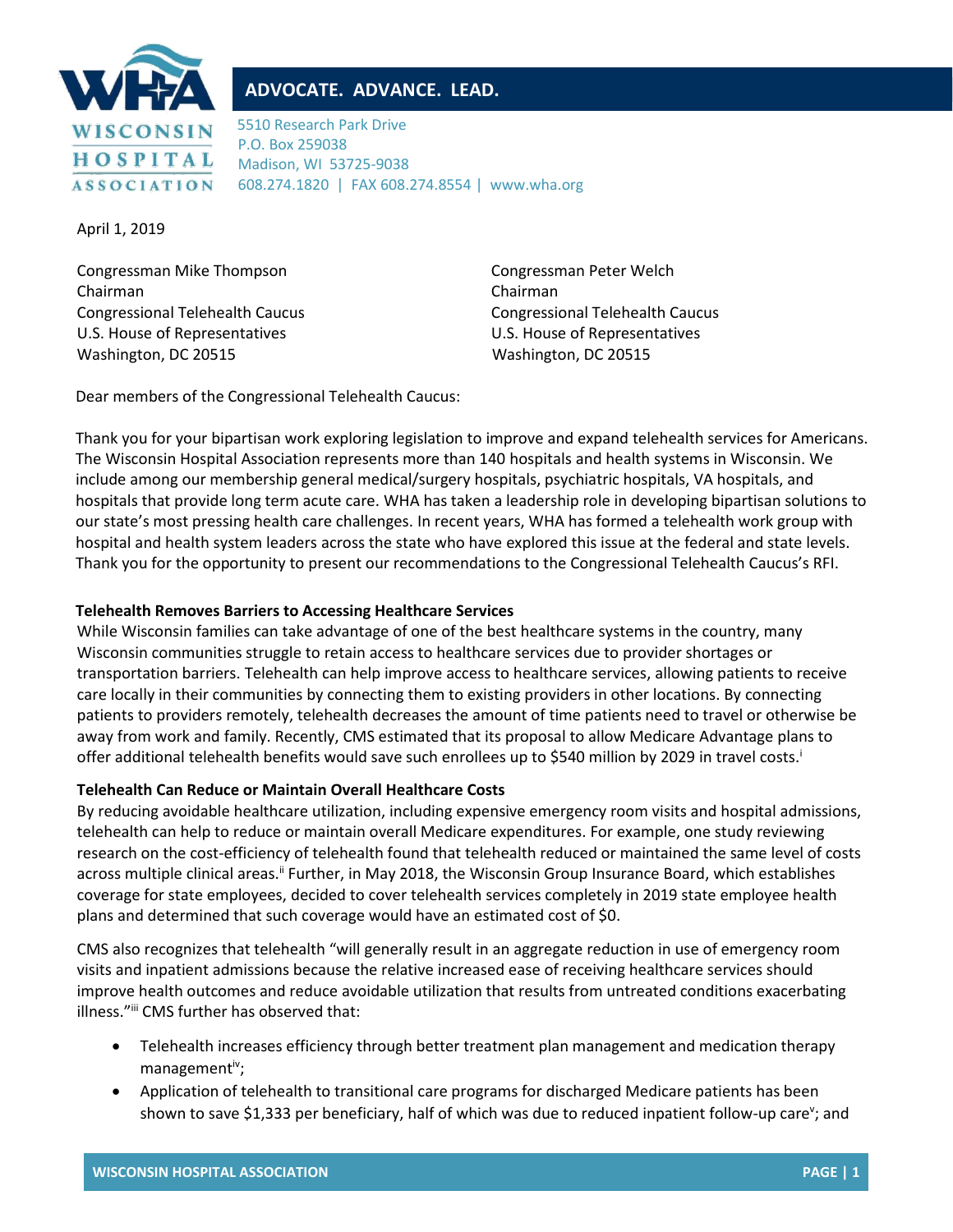**WISCONSIN HOSPITAL ASSOCIATION**

**ADVOCATE. ADVANCE. LEAD.**

5510 Research Park Drive
P.O. Box 259038
Madison, WI 53725-9038
608.274.1820 | FAX 608.274.8554 | www.wha.org

April 1, 2019

Congressman Mike Thompson
Chairman
Congressional Telehealth Caucus
U.S. House of Representatives
Washington, DC 20515

Congressman Peter Welch
Chairman
Congressional Telehealth Caucus
U.S. House of Representatives
Washington, DC 20515

Dear members of the Congressional Telehealth Caucus:

Thank you for your bipartisan work exploring legislation to improve and expand telehealth services for Americans. The Wisconsin Hospital Association represents more than 140 hospitals and health systems in Wisconsin. We include among our membership general medical/surgery hospitals, psychiatric hospitals, VA hospitals, and hospitals that provide long term acute care. WHA has taken a leadership role in developing bipartisan solutions to our state's most pressing health care challenges. In recent years, WHA has formed a telehealth work group with hospital and health system leaders across the state who have explored this issue at the federal and state levels. Thank you for the opportunity to present our recommendations to the Congressional Telehealth Caucus's RFI.

**Telehealth Removes Barriers to Accessing Healthcare Services**

While Wisconsin families can take advantage of one of the best healthcare systems in the country, many Wisconsin communities struggle to retain access to healthcare services due to provider shortages or transportation barriers. Telehealth can help improve access to healthcare services, allowing patients to receive care locally in their communities by connecting them to existing providers in other locations. By connecting patients to providers remotely, telehealth decreases the amount of time patients need to travel or otherwise be away from work and family. Recently, CMS estimated that its proposal to allow Medicare Advantage plans to offer additional telehealth benefits would save such enrollees up to $540 million by 2029 in travel costs.[i]

**Telehealth Can Reduce or Maintain Overall Healthcare Costs**

By reducing avoidable healthcare utilization, including expensive emergency room visits and hospital admissions, telehealth can help to reduce or maintain overall Medicare expenditures. For example, one study reviewing research on the cost-efficiency of telehealth found that telehealth reduced or maintained the same level of costs across multiple clinical areas.[ii] Further, in May 2018, the Wisconsin Group Insurance Board, which establishes coverage for state employees, decided to cover telehealth services completely in 2019 state employee health plans and determined that such coverage would have an estimated cost of $0.

CMS also recognizes that telehealth "will generally result in an aggregate reduction in use of emergency room visits and inpatient admissions because the relative increased ease of receiving healthcare services should improve health outcomes and reduce avoidable utilization that results from untreated conditions exacerbating illness."[iii] CMS further has observed that:

- Telehealth increases efficiency through better treatment plan management and medication therapy management[iv];
- Application of telehealth to transitional care programs for discharged Medicare patients has been shown to save $1,333 per beneficiary, half of which was due to reduced inpatient follow-up care[v]; and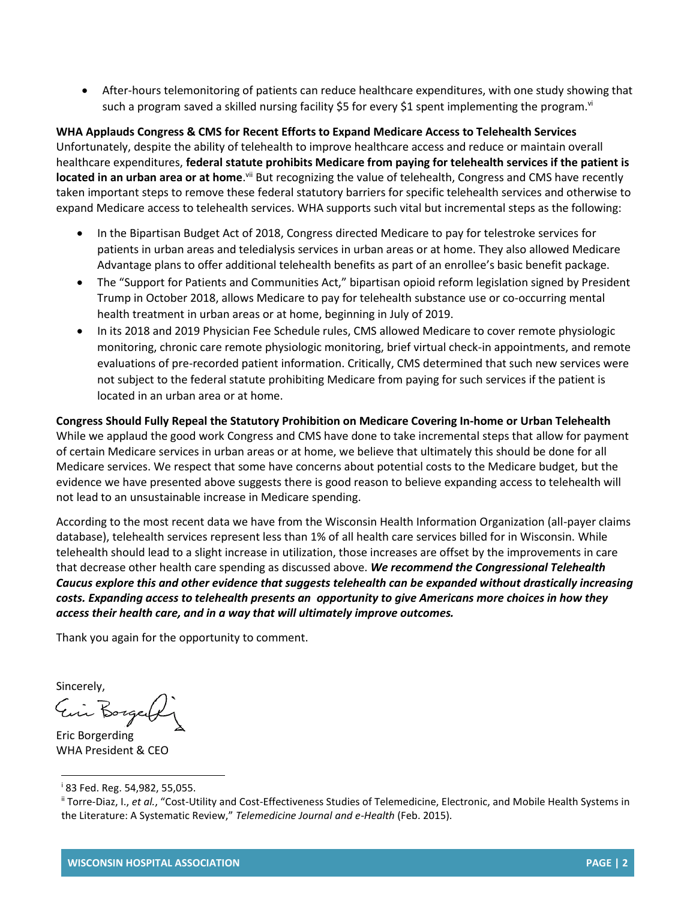- After-hours telemonitoring of patients can reduce healthcare expenditures, with one study showing that such a program saved a skilled nursing facility $5 for every $1 spent implementing the program.[vi]

**WHA Applauds Congress & CMS for Recent Efforts to Expand Medicare Access to Telehealth Services**

Unfortunately, despite the ability of telehealth to improve healthcare access and reduce or maintain overall healthcare expenditures, **federal statute prohibits Medicare from paying for telehealth services if the patient is located in an urban area or at home**.[vii] But recognizing the value of telehealth, Congress and CMS have recently taken important steps to remove these federal statutory barriers for specific telehealth services and otherwise to expand Medicare access to telehealth services. WHA supports such vital but incremental steps as the following:

- In the Bipartisan Budget Act of 2018, Congress directed Medicare to pay for telestroke services for patients in urban areas and teledialysis services in urban areas or at home. They also allowed Medicare Advantage plans to offer additional telehealth benefits as part of an enrollee's basic benefit package.
- The "Support for Patients and Communities Act," bipartisan opioid reform legislation signed by President Trump in October 2018, allows Medicare to pay for telehealth substance use or co-occurring mental health treatment in urban areas or at home, beginning in July of 2019.
- In its 2018 and 2019 Physician Fee Schedule rules, CMS allowed Medicare to cover remote physiologic monitoring, chronic care remote physiologic monitoring, brief virtual check-in appointments, and remote evaluations of pre-recorded patient information. Critically, CMS determined that such new services were not subject to the federal statute prohibiting Medicare from paying for such services if the patient is located in an urban area or at home.

**Congress Should Fully Repeal the Statutory Prohibition on Medicare Covering In-home or Urban Telehealth**

While we applaud the good work Congress and CMS have done to take incremental steps that allow for payment of certain Medicare services in urban areas or at home, we believe that ultimately this should be done for all Medicare services. We respect that some have concerns about potential costs to the Medicare budget, but the evidence we have presented above suggests there is good reason to believe expanding access to telehealth will not lead to an unsustainable increase in Medicare spending.

According to the most recent data we have from the Wisconsin Health Information Organization (all-payer claims database), telehealth services represent less than 1% of all health care services billed for in Wisconsin. While telehealth should lead to a slight increase in utilization, those increases are offset by the improvements in care that decrease other health care spending as discussed above. ***We recommend the Congressional Telehealth Caucus explore this and other evidence that suggests telehealth can be expanded without drastically increasing costs. Expanding access to telehealth presents an opportunity to give Americans more choices in how they access their health care, and in a way that will ultimately improve outcomes.***

Thank you again for the opportunity to comment.

Sincerely,

Eric Borgerding
WHA President & CEO

---

[i] 83 Fed. Reg. 54,982, 55,055.

[ii] Torre-Diaz, I., *et al.*, "Cost-Utility and Cost-Effectiveness Studies of Telemedicine, Electronic, and Mobile Health Systems in the Literature: A Systematic Review," *Telemedicine Journal and e-Health* (Feb. 2015).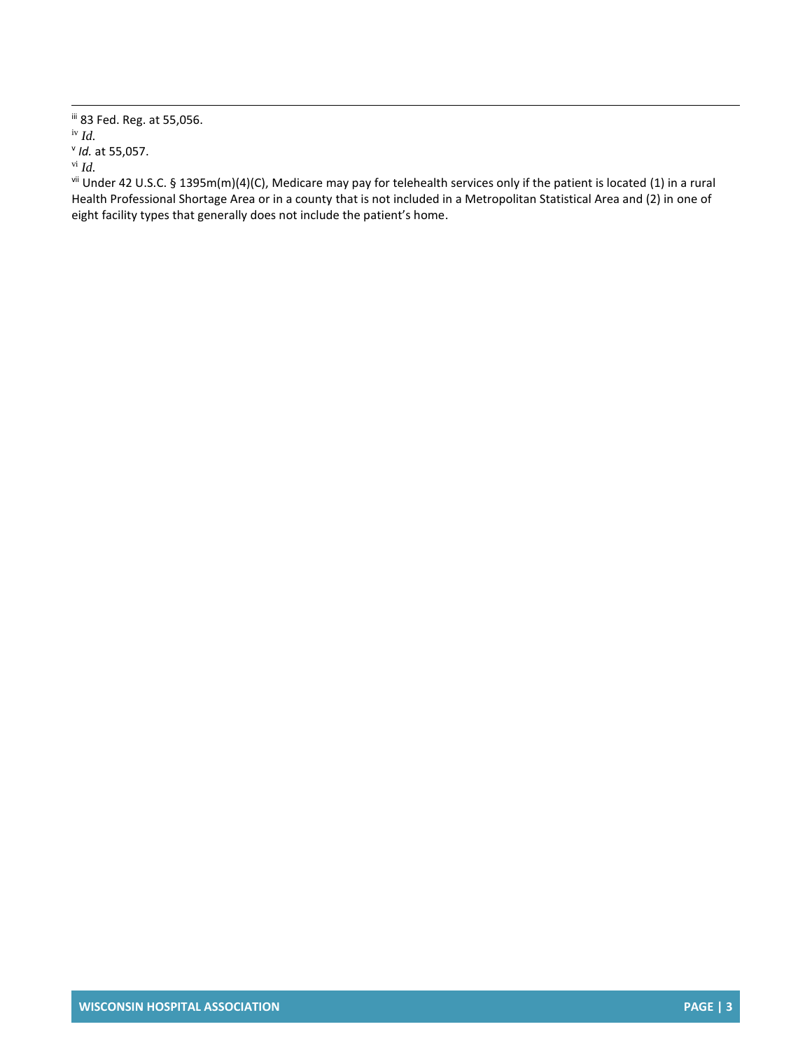[iii] 83 Fed. Reg. at 55,056.

[iv] *Id.*

[v] *Id.* at 55,057.

[vi] *Id.*

[vii] Under 42 U.S.C. § 1395m(m)(4)(C), Medicare may pay for telehealth services only if the patient is located (1) in a rural Health Professional Shortage Area or in a county that is not included in a Metropolitan Statistical Area and (2) in one of eight facility types that generally does not include the patient's home.